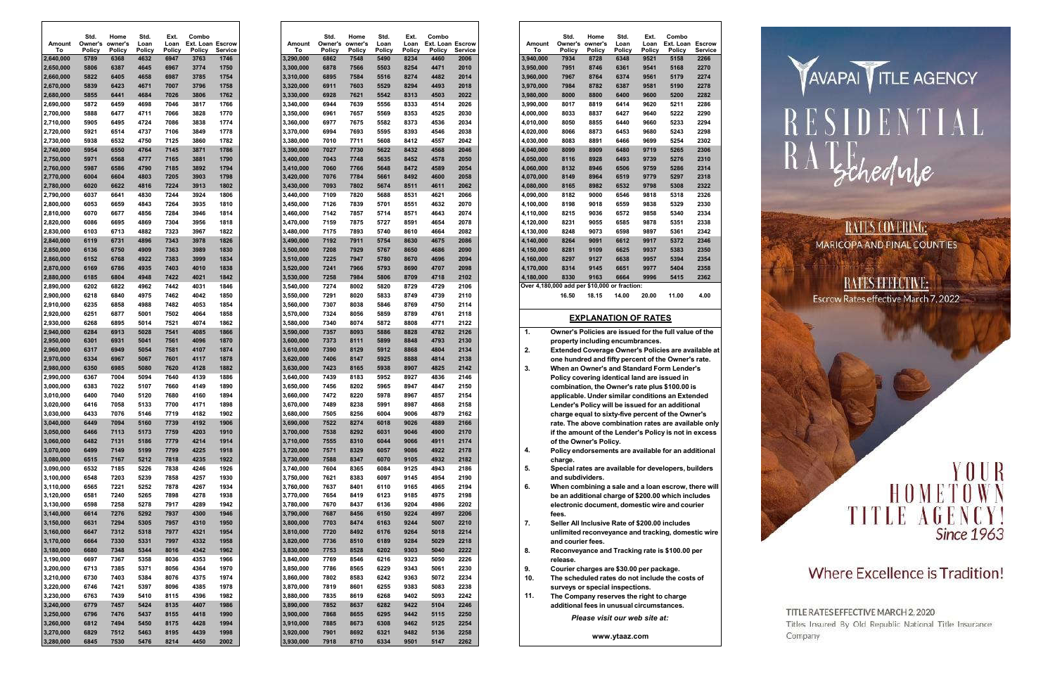| Amount To | Std. Owner's Policy | Home owner's Policy | Std. Loan Policy | Ext. Loan Policy | Combo Ext. Loan Policy | Escrow Service |
|---|---|---|---|---|---|---|
| 2,640,000 | 5789 | 6368 | 4632 | 6947 | 3763 | 1746 |
| 2,650,000 | 5806 | 6387 | 4645 | 6967 | 3774 | 1750 |
| 2,660,000 | 5822 | 6405 | 4658 | 6987 | 3785 | 1754 |
| 2,670,000 | 5839 | 6423 | 4671 | 7007 | 3796 | 1758 |
| 2,680,000 | 5855 | 6441 | 4684 | 7026 | 3806 | 1762 |
| 2,690,000 | 5872 | 6459 | 4698 | 7046 | 3817 | 1766 |
| 2,700,000 | 5888 | 6477 | 4711 | 7066 | 3828 | 1770 |
| 2,710,000 | 5905 | 6495 | 4724 | 7086 | 3838 | 1774 |
| 2,720,000 | 5921 | 6514 | 4737 | 7106 | 3849 | 1778 |
| 2,730,000 | 5938 | 6532 | 4750 | 7125 | 3860 | 1782 |
| 2,740,000 | 5954 | 6550 | 4764 | 7145 | 3871 | 1786 |
| 2,750,000 | 5971 | 6568 | 4777 | 7165 | 3881 | 1790 |
| 2,760,000 | 5987 | 6586 | 4790 | 7185 | 3892 | 1794 |
| 2,770,000 | 6004 | 6604 | 4803 | 7205 | 3903 | 1798 |
| 2,780,000 | 6020 | 6622 | 4816 | 7224 | 3913 | 1802 |
| 2,790,000 | 6037 | 6641 | 4830 | 7244 | 3924 | 1806 |
| 2,800,000 | 6053 | 6659 | 4843 | 7264 | 3935 | 1810 |
| 2,810,000 | 6070 | 6677 | 4856 | 7284 | 3946 | 1814 |
| 2,820,000 | 6086 | 6695 | 4869 | 7304 | 3956 | 1818 |
| 2,830,000 | 6103 | 6713 | 4882 | 7323 | 3967 | 1822 |
| 2,840,000 | 6119 | 6731 | 4896 | 7343 | 3978 | 1826 |
| 2,850,000 | 6136 | 6750 | 4909 | 7363 | 3989 | 1830 |
| 2,860,000 | 6152 | 6768 | 4922 | 7383 | 3999 | 1834 |
| 2,870,000 | 6169 | 6786 | 4935 | 7403 | 4010 | 1838 |
| 2,880,000 | 6185 | 6804 | 4948 | 7422 | 4021 | 1842 |
| 2,890,000 | 6202 | 6822 | 4962 | 7442 | 4031 | 1846 |
| 2,900,000 | 6218 | 6840 | 4975 | 7462 | 4042 | 1850 |
| 2,910,000 | 6235 | 6858 | 4988 | 7482 | 4053 | 1854 |
| 2,920,000 | 6251 | 6877 | 5001 | 7502 | 4064 | 1858 |
| 2,930,000 | 6268 | 6895 | 5014 | 7521 | 4074 | 1862 |
| 2,940,000 | 6284 | 6913 | 5028 | 7541 | 4085 | 1866 |
| 2,950,000 | 6301 | 6931 | 5041 | 7561 | 4096 | 1870 |
| 2,960,000 | 6317 | 6949 | 5054 | 7581 | 4107 | 1874 |
| 2,970,000 | 6334 | 6967 | 5067 | 7601 | 4117 | 1878 |
| 2,980,000 | 6350 | 6985 | 5080 | 7620 | 4128 | 1882 |
| 2,990,000 | 6367 | 7004 | 5094 | 7640 | 4139 | 1886 |
| 3,000,000 | 6383 | 7022 | 5107 | 7660 | 4149 | 1890 |
| 3,010,000 | 6400 | 7040 | 5120 | 7680 | 4160 | 1894 |
| 3,020,000 | 6416 | 7058 | 5133 | 7700 | 4171 | 1898 |
| 3,030,000 | 6433 | 7076 | 5146 | 7719 | 4182 | 1902 |
| 3,040,000 | 6449 | 7094 | 5160 | 7739 | 4192 | 1906 |
| 3,050,000 | 6466 | 7113 | 5173 | 7759 | 4203 | 1910 |
| 3,060,000 | 6482 | 7131 | 5186 | 7779 | 4214 | 1914 |
| 3,070,000 | 6499 | 7149 | 5199 | 7799 | 4225 | 1918 |
| 3,080,000 | 6515 | 7167 | 5212 | 7818 | 4235 | 1922 |
| 3,090,000 | 6532 | 7185 | 5226 | 7838 | 4246 | 1926 |
| 3,100,000 | 6548 | 7203 | 5239 | 7858 | 4257 | 1930 |
| 3,110,000 | 6565 | 7221 | 5252 | 7878 | 4267 | 1934 |
| 3,120,000 | 6581 | 7240 | 5265 | 7898 | 4278 | 1938 |
| 3,130,000 | 6598 | 7258 | 5278 | 7917 | 4289 | 1942 |
| 3,140,000 | 6614 | 7276 | 5292 | 7937 | 4300 | 1946 |
| 3,150,000 | 6631 | 7294 | 5305 | 7957 | 4310 | 1950 |
| 3,160,000 | 6647 | 7312 | 5318 | 7977 | 4321 | 1954 |
| 3,170,000 | 6664 | 7330 | 5331 | 7997 | 4332 | 1958 |
| 3,180,000 | 6680 | 7348 | 5344 | 8016 | 4342 | 1962 |
| 3,190,000 | 6697 | 7367 | 5358 | 8036 | 4353 | 1966 |
| 3,200,000 | 6713 | 7385 | 5371 | 8056 | 4364 | 1970 |
| 3,210,000 | 6730 | 7403 | 5384 | 8076 | 4375 | 1974 |
| 3,220,000 | 6746 | 7421 | 5397 | 8096 | 4385 | 1978 |
| 3,230,000 | 6763 | 7439 | 5410 | 8115 | 4396 | 1982 |
| 3,240,000 | 6779 | 7457 | 5424 | 8135 | 4407 | 1986 |
| 3,250,000 | 6796 | 7476 | 5437 | 8155 | 4418 | 1990 |
| 3,260,000 | 6812 | 7494 | 5450 | 8175 | 4428 | 1994 |
| 3,270,000 | 6829 | 7512 | 5463 | 8195 | 4439 | 1998 |
| 3,280,000 | 6845 | 7530 | 5476 | 8214 | 4450 | 2002 |

| Amount To | Std. Owner's Policy | Home owner's Policy | Std. Loan Policy | Ext. Loan Policy | Combo Ext. Loan Policy | Escrow Service |
|---|---|---|---|---|---|---|
| 3,290,000 | 6862 | 7548 | 5490 | 8234 | 4460 | 2006 |
| 3,300,000 | 6878 | 7566 | 5503 | 8254 | 4471 | 2010 |
| 3,310,000 | 6895 | 7584 | 5516 | 8274 | 4482 | 2014 |
| 3,320,000 | 6911 | 7603 | 5529 | 8294 | 4493 | 2018 |
| 3,330,000 | 6928 | 7621 | 5542 | 8313 | 4503 | 2022 |
| 3,340,000 | 6944 | 7639 | 5556 | 8333 | 4514 | 2026 |
| 3,350,000 | 6961 | 7657 | 5569 | 8353 | 4525 | 2030 |
| 3,360,000 | 6977 | 7675 | 5582 | 8373 | 4536 | 2034 |
| 3,370,000 | 6994 | 7693 | 5595 | 8393 | 4546 | 2038 |
| 3,380,000 | 7010 | 7711 | 5608 | 8412 | 4557 | 2042 |
| 3,390,000 | 7027 | 7730 | 5622 | 8432 | 4568 | 2046 |
| 3,400,000 | 7043 | 7748 | 5635 | 8452 | 4578 | 2050 |
| 3,410,000 | 7060 | 7766 | 5648 | 8472 | 4589 | 2054 |
| 3,420,000 | 7076 | 7784 | 5661 | 8492 | 4600 | 2058 |
| 3,430,000 | 7093 | 7802 | 5674 | 8511 | 4611 | 2062 |
| 3,440,000 | 7109 | 7820 | 5688 | 8531 | 4621 | 2066 |
| 3,450,000 | 7126 | 7839 | 5701 | 8551 | 4632 | 2070 |
| 3,460,000 | 7142 | 7857 | 5714 | 8571 | 4643 | 2074 |
| 3,470,000 | 7159 | 7875 | 5727 | 8591 | 4654 | 2078 |
| 3,480,000 | 7175 | 7893 | 5740 | 8610 | 4664 | 2082 |
| 3,490,000 | 7192 | 7911 | 5754 | 8630 | 4675 | 2086 |
| 3,500,000 | 7208 | 7929 | 5767 | 8650 | 4686 | 2090 |
| 3,510,000 | 7225 | 7947 | 5780 | 8670 | 4696 | 2094 |
| 3,520,000 | 7241 | 7966 | 5793 | 8690 | 4707 | 2098 |
| 3,530,000 | 7258 | 7984 | 5806 | 8709 | 4718 | 2102 |
| 3,540,000 | 7274 | 8002 | 5820 | 8729 | 4729 | 2106 |
| 3,550,000 | 7291 | 8020 | 5833 | 8749 | 4739 | 2110 |
| 3,560,000 | 7307 | 8038 | 5846 | 8769 | 4750 | 2114 |
| 3,570,000 | 7324 | 8056 | 5859 | 8789 | 4761 | 2118 |
| 3,580,000 | 7340 | 8074 | 5872 | 8808 | 4771 | 2122 |
| 3,590,000 | 7357 | 8093 | 5886 | 8828 | 4782 | 2126 |
| 3,600,000 | 7373 | 8111 | 5899 | 8848 | 4793 | 2130 |
| 3,610,000 | 7390 | 8129 | 5912 | 8868 | 4804 | 2134 |
| 3,620,000 | 7406 | 8147 | 5925 | 8888 | 4814 | 2138 |
| 3,630,000 | 7423 | 8165 | 5938 | 8907 | 4825 | 2142 |
| 3,640,000 | 7439 | 8183 | 5952 | 8927 | 4836 | 2146 |
| 3,650,000 | 7456 | 8202 | 5965 | 8947 | 4847 | 2150 |
| 3,660,000 | 7472 | 8220 | 5978 | 8967 | 4857 | 2154 |
| 3,670,000 | 7489 | 8238 | 5991 | 8987 | 4868 | 2158 |
| 3,680,000 | 7505 | 8256 | 6004 | 9006 | 4879 | 2162 |
| 3,690,000 | 7522 | 8274 | 6018 | 9026 | 4889 | 2166 |
| 3,700,000 | 7538 | 8292 | 6031 | 9046 | 4900 | 2170 |
| 3,710,000 | 7555 | 8310 | 6044 | 9066 | 4911 | 2174 |
| 3,720,000 | 7571 | 8329 | 6057 | 9086 | 4922 | 2178 |
| 3,730,000 | 7588 | 8347 | 6070 | 9105 | 4932 | 2182 |
| 3,740,000 | 7604 | 8365 | 6084 | 9125 | 4943 | 2186 |
| 3,750,000 | 7621 | 8383 | 6097 | 9145 | 4954 | 2190 |
| 3,760,000 | 7637 | 8401 | 6110 | 9165 | 4965 | 2194 |
| 3,770,000 | 7654 | 8419 | 6123 | 9185 | 4975 | 2198 |
| 3,780,000 | 7670 | 8437 | 6136 | 9204 | 4986 | 2202 |
| 3,790,000 | 7687 | 8456 | 6150 | 9224 | 4997 | 2206 |
| 3,800,000 | 7703 | 8474 | 6163 | 9244 | 5007 | 2210 |
| 3,810,000 | 7720 | 8492 | 6176 | 9264 | 5018 | 2214 |
| 3,820,000 | 7736 | 8510 | 6189 | 9284 | 5029 | 2218 |
| 3,830,000 | 7753 | 8528 | 6202 | 9303 | 5040 | 2222 |
| 3,840,000 | 7769 | 8546 | 6216 | 9323 | 5050 | 2226 |
| 3,850,000 | 7786 | 8565 | 6229 | 9343 | 5061 | 2230 |
| 3,860,000 | 7802 | 8583 | 6242 | 9363 | 5072 | 2234 |
| 3,870,000 | 7819 | 8601 | 6255 | 9383 | 5083 | 2238 |
| 3,880,000 | 7835 | 8619 | 6268 | 9402 | 5093 | 2242 |
| 3,890,000 | 7852 | 8637 | 6282 | 9422 | 5104 | 2246 |
| 3,900,000 | 7868 | 8655 | 6295 | 9442 | 5115 | 2250 |
| 3,910,000 | 7885 | 8673 | 6308 | 9462 | 5125 | 2254 |
| 3,920,000 | 7901 | 8692 | 6321 | 9482 | 5136 | 2258 |
| 3,930,000 | 7918 | 8710 | 6334 | 9501 | 5147 | 2262 |

| Amount To | Std. Owner's Policy | Home owner's Policy | Std. Loan Policy | Ext. Loan Policy | Combo Ext. Loan Policy | Escrow Service |
|---|---|---|---|---|---|---|
| 3,940,000 | 7934 | 8728 | 6348 | 9521 | 5158 | 2266 |
| 3,950,000 | 7951 | 8746 | 6361 | 9541 | 5168 | 2270 |
| 3,960,000 | 7967 | 8764 | 6374 | 9561 | 5179 | 2274 |
| 3,970,000 | 7984 | 8782 | 6387 | 9581 | 5190 | 2278 |
| 3,980,000 | 8000 | 8800 | 6400 | 9600 | 5200 | 2282 |
| 3,990,000 | 8017 | 8819 | 6414 | 9620 | 5211 | 2286 |
| 4,000,000 | 8033 | 8837 | 6427 | 9640 | 5222 | 2290 |
| 4,010,000 | 8050 | 8855 | 6440 | 9660 | 5233 | 2294 |
| 4,020,000 | 8066 | 8873 | 6453 | 9680 | 5243 | 2298 |
| 4,030,000 | 8083 | 8891 | 6466 | 9699 | 5254 | 2302 |
| 4,040,000 | 8099 | 8909 | 6480 | 9719 | 5265 | 2306 |
| 4,050,000 | 8116 | 8928 | 6493 | 9739 | 5276 | 2310 |
| 4,060,000 | 8132 | 8946 | 6506 | 9759 | 5286 | 2314 |
| 4,070,000 | 8149 | 8964 | 6519 | 9779 | 5297 | 2318 |
| 4,080,000 | 8165 | 8982 | 6532 | 9798 | 5308 | 2322 |
| 4,090,000 | 8182 | 9000 | 6546 | 9818 | 5318 | 2326 |
| 4,100,000 | 8198 | 9018 | 6559 | 9838 | 5329 | 2330 |
| 4,110,000 | 8215 | 9036 | 6572 | 9858 | 5340 | 2334 |
| 4,120,000 | 8231 | 9055 | 6585 | 9878 | 5351 | 2338 |
| 4,130,000 | 8248 | 9073 | 6598 | 9897 | 5361 | 2342 |
| 4,140,000 | 8264 | 9091 | 6612 | 9917 | 5372 | 2346 |
| 4,150,000 | 8281 | 9109 | 6625 | 9937 | 5383 | 2350 |
| 4,160,000 | 8297 | 9127 | 6638 | 9957 | 5394 | 2354 |
| 4,170,000 | 8314 | 9145 | 6651 | 9977 | 5404 | 2358 |
| 4,180,000 | 8330 | 9163 | 6664 | 9996 | 5415 | 2362 |
| Over 4,180,000 add per $10,000 or fraction: | | | | | | |
| | 16.50 | 18.15 | 14.00 | 20.00 | 11.00 | 4.00 |

## EXPLANATION OF RATES

1. Owner's Policies are issued for the full value of the property including encumbrances.
2. Extended Coverage Owner's Policies are available at one hundred and fifty percent of the Owner's rate.
3. When an Owner's and Standard Form Lender's Policy covering identical land are issued in combination, the Owner's rate plus $100.00 is applicable. Under similar conditions an Extended Lender's Policy will be issued for an additional charge equal to sixty-five percent of the Owner's rate. The above combination rates are available only if the amount of the Lender's Policy is not in excess of the Owner's Policy.
4. Policy endorsements are available for an additional charge.
5. Special rates are available for developers, builders and subdividers.
6. When combining a sale and a loan escrow, there will be an additional charge of $200.00 which includes electronic document, domestic wire and courier fees.
7. Seller All Inclusive Rate of $200.00 includes unlimited reconveyance and tracking, domestic wire and courier fees.
8. Reconveyance and Tracking rate is $100.00 per release.
9. Courier charges are $30.00 per package.
10. The scheduled rates do not include the costs of surveys or special inspections.
11. The Company reserves the right to charge additional fees in unusual circumstances.

*Please visit our web site at:*

**www.ytaaz.com**

# YAVAPAI TITLE AGENCY

# RESIDENTIAL RATE Schedule

## RATES COVERING:

MARICOPA AND PINAL COUNTIES

## RATES EFFECTIVE:

Escrow Rates effective March 7, 2022

YOUR HOMETOWN TITLE AGENCY! Since 1963

Where Excellence is Tradition!

TITLE RATES EFFECTIVE MARCH 2, 2020

Titles Insured By Old Republic National Title Insurance Company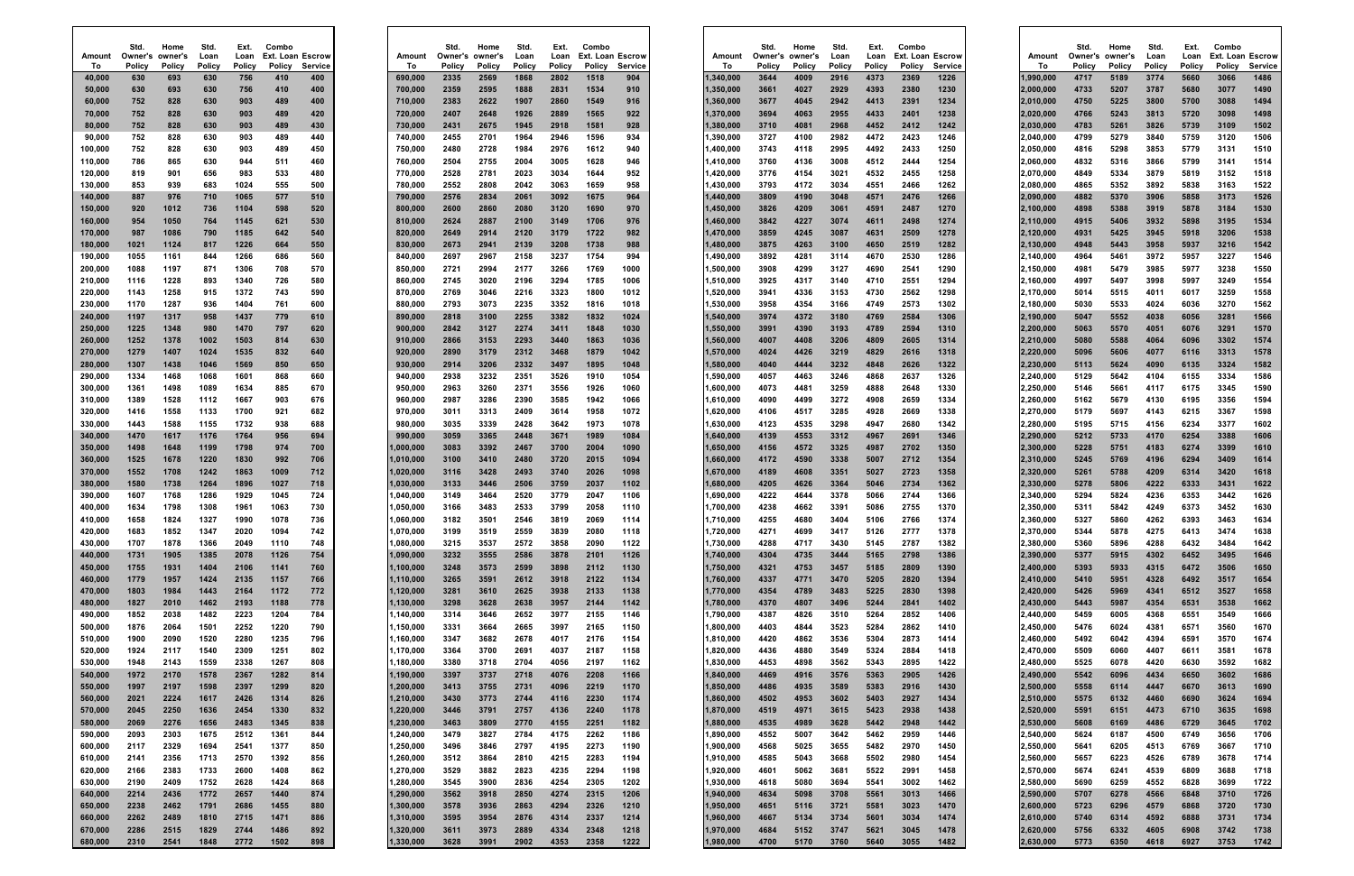| Amount To | Std. Owner's Policy | Home owner's Policy | Std. Loan Policy | Ext. Loan Policy | Combo Ext. Loan Policy | Escrow Service |
|---|---|---|---|---|---|---|
| 40,000 | 630 | 693 | 630 | 756 | 410 | 400 |
| 50,000 | 630 | 693 | 630 | 756 | 410 | 400 |
| 60,000 | 752 | 828 | 630 | 903 | 489 | 400 |
| 70,000 | 752 | 828 | 630 | 903 | 489 | 420 |
| 80,000 | 752 | 828 | 630 | 903 | 489 | 430 |
| 90,000 | 752 | 828 | 630 | 903 | 489 | 440 |
| 100,000 | 752 | 828 | 630 | 903 | 489 | 450 |
| 110,000 | 786 | 865 | 630 | 944 | 511 | 460 |
| 120,000 | 819 | 901 | 656 | 983 | 533 | 480 |
| 130,000 | 853 | 939 | 683 | 1024 | 555 | 500 |
| 140,000 | 887 | 976 | 710 | 1065 | 577 | 510 |
| 150,000 | 920 | 1012 | 736 | 1104 | 598 | 520 |
| 160,000 | 954 | 1050 | 764 | 1145 | 621 | 530 |
| 170,000 | 987 | 1086 | 790 | 1185 | 642 | 540 |
| 180,000 | 1021 | 1124 | 817 | 1226 | 664 | 550 |
| 190,000 | 1055 | 1161 | 844 | 1266 | 686 | 560 |
| 200,000 | 1088 | 1197 | 871 | 1306 | 708 | 570 |
| 210,000 | 1116 | 1228 | 893 | 1340 | 726 | 580 |
| 220,000 | 1143 | 1258 | 915 | 1372 | 743 | 590 |
| 230,000 | 1170 | 1287 | 936 | 1404 | 761 | 600 |
| 240,000 | 1197 | 1317 | 958 | 1437 | 779 | 610 |
| 250,000 | 1225 | 1348 | 980 | 1470 | 797 | 620 |
| 260,000 | 1252 | 1378 | 1002 | 1503 | 814 | 630 |
| 270,000 | 1279 | 1407 | 1024 | 1535 | 832 | 640 |
| 280,000 | 1307 | 1438 | 1046 | 1569 | 850 | 650 |
| 290,000 | 1334 | 1468 | 1068 | 1601 | 868 | 660 |
| 300,000 | 1361 | 1498 | 1089 | 1634 | 885 | 670 |
| 310,000 | 1389 | 1528 | 1112 | 1667 | 903 | 676 |
| 320,000 | 1416 | 1558 | 1133 | 1700 | 921 | 682 |
| 330,000 | 1443 | 1588 | 1155 | 1732 | 938 | 688 |
| 340,000 | 1470 | 1617 | 1176 | 1764 | 956 | 694 |
| 350,000 | 1498 | 1648 | 1199 | 1798 | 974 | 700 |
| 360,000 | 1525 | 1678 | 1220 | 1830 | 992 | 706 |
| 370,000 | 1552 | 1708 | 1242 | 1863 | 1009 | 712 |
| 380,000 | 1580 | 1738 | 1264 | 1896 | 1027 | 718 |
| 390,000 | 1607 | 1768 | 1286 | 1929 | 1045 | 724 |
| 400,000 | 1634 | 1798 | 1308 | 1961 | 1063 | 730 |
| 410,000 | 1658 | 1824 | 1327 | 1990 | 1078 | 736 |
| 420,000 | 1683 | 1852 | 1347 | 2020 | 1094 | 742 |
| 430,000 | 1707 | 1878 | 1366 | 2049 | 1110 | 748 |
| 440,000 | 1731 | 1905 | 1385 | 2078 | 1126 | 754 |
| 450,000 | 1755 | 1931 | 1404 | 2106 | 1141 | 760 |
| 460,000 | 1779 | 1957 | 1424 | 2135 | 1157 | 766 |
| 470,000 | 1803 | 1984 | 1443 | 2164 | 1172 | 772 |
| 480,000 | 1827 | 2010 | 1462 | 2193 | 1188 | 778 |
| 490,000 | 1852 | 2038 | 1482 | 2223 | 1204 | 784 |
| 500,000 | 1876 | 2064 | 1501 | 2252 | 1220 | 790 |
| 510,000 | 1900 | 2090 | 1520 | 2280 | 1235 | 796 |
| 520,000 | 1924 | 2117 | 1540 | 2309 | 1251 | 802 |
| 530,000 | 1948 | 2143 | 1559 | 2338 | 1267 | 808 |
| 540,000 | 1972 | 2170 | 1578 | 2367 | 1282 | 814 |
| 550,000 | 1997 | 2197 | 1598 | 2397 | 1299 | 820 |
| 560,000 | 2021 | 2224 | 1617 | 2426 | 1314 | 826 |
| 570,000 | 2045 | 2250 | 1636 | 2454 | 1330 | 832 |
| 580,000 | 2069 | 2276 | 1656 | 2483 | 1345 | 838 |
| 590,000 | 2093 | 2303 | 1675 | 2512 | 1361 | 844 |
| 600,000 | 2117 | 2329 | 1694 | 2541 | 1377 | 850 |
| 610,000 | 2141 | 2356 | 1713 | 2570 | 1392 | 856 |
| 620,000 | 2166 | 2383 | 1733 | 2600 | 1408 | 862 |
| 630,000 | 2190 | 2409 | 1752 | 2628 | 1424 | 868 |
| 640,000 | 2214 | 2436 | 1772 | 2657 | 1440 | 874 |
| 650,000 | 2238 | 2462 | 1791 | 2686 | 1455 | 880 |
| 660,000 | 2262 | 2489 | 1810 | 2715 | 1471 | 886 |
| 670,000 | 2286 | 2515 | 1829 | 2744 | 1486 | 892 |
| 680,000 | 2310 | 2541 | 1848 | 2772 | 1502 | 898 |
| 690,000 | 2335 | 2569 | 1868 | 2802 | 1518 | 904 |
| 700,000 | 2359 | 2595 | 1888 | 2831 | 1534 | 910 |
| 710,000 | 2383 | 2622 | 1907 | 2860 | 1549 | 916 |
| 720,000 | 2407 | 2648 | 1926 | 2889 | 1565 | 922 |
| 730,000 | 2431 | 2675 | 1945 | 2918 | 1581 | 928 |
| 740,000 | 2455 | 2701 | 1964 | 2946 | 1596 | 934 |
| 750,000 | 2480 | 2728 | 1984 | 2976 | 1612 | 940 |
| 760,000 | 2504 | 2755 | 2004 | 3005 | 1628 | 946 |
| 770,000 | 2528 | 2781 | 2023 | 3034 | 1644 | 952 |
| 780,000 | 2552 | 2808 | 2042 | 3063 | 1659 | 958 |
| 790,000 | 2576 | 2834 | 2061 | 3092 | 1675 | 964 |
| 800,000 | 2600 | 2860 | 2080 | 3120 | 1690 | 970 |
| 810,000 | 2624 | 2887 | 2100 | 3149 | 1706 | 976 |
| 820,000 | 2649 | 2914 | 2120 | 3179 | 1722 | 982 |
| 830,000 | 2673 | 2941 | 2139 | 3208 | 1738 | 988 |
| 840,000 | 2697 | 2967 | 2158 | 3237 | 1754 | 994 |
| 850,000 | 2721 | 2994 | 2177 | 3266 | 1769 | 1000 |
| 860,000 | 2745 | 3020 | 2196 | 3294 | 1785 | 1006 |
| 870,000 | 2769 | 3046 | 2216 | 3323 | 1800 | 1012 |
| 880,000 | 2793 | 3073 | 2235 | 3352 | 1816 | 1018 |
| 890,000 | 2818 | 3100 | 2255 | 3382 | 1832 | 1024 |
| 900,000 | 2842 | 3127 | 2274 | 3411 | 1848 | 1030 |
| 910,000 | 2866 | 3153 | 2293 | 3440 | 1863 | 1036 |
| 920,000 | 2890 | 3179 | 2312 | 3468 | 1879 | 1042 |
| 930,000 | 2914 | 3206 | 2332 | 3497 | 1895 | 1048 |
| 940,000 | 2938 | 3232 | 2351 | 3526 | 1910 | 1054 |
| 950,000 | 2963 | 3260 | 2371 | 3556 | 1926 | 1060 |
| 960,000 | 2987 | 3286 | 2390 | 3585 | 1942 | 1066 |
| 970,000 | 3011 | 3313 | 2409 | 3614 | 1958 | 1072 |
| 980,000 | 3035 | 3339 | 2428 | 3642 | 1973 | 1078 |
| 990,000 | 3059 | 3365 | 2448 | 3671 | 1989 | 1084 |
| 1,000,000 | 3083 | 3392 | 2467 | 3700 | 2004 | 1090 |
| 1,010,000 | 3100 | 3410 | 2480 | 3720 | 2015 | 1094 |
| 1,020,000 | 3116 | 3428 | 2493 | 3740 | 2026 | 1098 |
| 1,030,000 | 3133 | 3446 | 2506 | 3759 | 2037 | 1102 |
| 1,040,000 | 3149 | 3464 | 2520 | 3779 | 2047 | 1106 |
| 1,050,000 | 3166 | 3483 | 2533 | 3799 | 2058 | 1110 |
| 1,060,000 | 3182 | 3501 | 2546 | 3819 | 2069 | 1114 |
| 1,070,000 | 3199 | 3519 | 2559 | 3839 | 2080 | 1118 |
| 1,080,000 | 3215 | 3537 | 2572 | 3858 | 2090 | 1122 |
| 1,090,000 | 3232 | 3555 | 2586 | 3878 | 2101 | 1126 |
| 1,100,000 | 3248 | 3573 | 2599 | 3898 | 2112 | 1130 |
| 1,110,000 | 3265 | 3591 | 2612 | 3918 | 2122 | 1134 |
| 1,120,000 | 3281 | 3610 | 2625 | 3938 | 2133 | 1138 |
| 1,130,000 | 3298 | 3628 | 2638 | 3957 | 2144 | 1142 |
| 1,140,000 | 3314 | 3646 | 2652 | 3977 | 2155 | 1146 |
| 1,150,000 | 3331 | 3664 | 2665 | 3997 | 2165 | 1150 |
| 1,160,000 | 3347 | 3682 | 2678 | 4017 | 2176 | 1154 |
| 1,170,000 | 3364 | 3700 | 2691 | 4037 | 2187 | 1158 |
| 1,180,000 | 3380 | 3718 | 2704 | 4056 | 2197 | 1162 |
| 1,190,000 | 3397 | 3737 | 2718 | 4076 | 2208 | 1166 |
| 1,200,000 | 3413 | 3755 | 2731 | 4096 | 2219 | 1170 |
| 1,210,000 | 3430 | 3773 | 2744 | 4116 | 2230 | 1174 |
| 1,220,000 | 3446 | 3791 | 2757 | 4136 | 2240 | 1178 |
| 1,230,000 | 3463 | 3809 | 2770 | 4155 | 2251 | 1182 |
| 1,240,000 | 3479 | 3827 | 2784 | 4175 | 2262 | 1186 |
| 1,250,000 | 3496 | 3846 | 2797 | 4195 | 2273 | 1190 |
| 1,260,000 | 3512 | 3864 | 2810 | 4215 | 2283 | 1194 |
| 1,270,000 | 3529 | 3882 | 2823 | 4235 | 2294 | 1198 |
| 1,280,000 | 3545 | 3900 | 2836 | 4254 | 2305 | 1202 |
| 1,290,000 | 3562 | 3918 | 2850 | 4274 | 2315 | 1206 |
| 1,300,000 | 3578 | 3936 | 2863 | 4294 | 2326 | 1210 |
| 1,310,000 | 3595 | 3954 | 2876 | 4314 | 2337 | 1214 |
| 1,320,000 | 3611 | 3973 | 2889 | 4334 | 2348 | 1218 |
| 1,330,000 | 3628 | 3991 | 2902 | 4353 | 2358 | 1222 |
| 1,340,000 | 3644 | 4009 | 2916 | 4373 | 2369 | 1226 |
| 1,350,000 | 3661 | 4027 | 2929 | 4393 | 2380 | 1230 |
| 1,360,000 | 3677 | 4045 | 2942 | 4413 | 2391 | 1234 |
| 1,370,000 | 3694 | 4063 | 2955 | 4433 | 2401 | 1238 |
| 1,380,000 | 3710 | 4081 | 2968 | 4452 | 2412 | 1242 |
| 1,390,000 | 3727 | 4100 | 2982 | 4472 | 2423 | 1246 |
| 1,400,000 | 3743 | 4118 | 2995 | 4492 | 2433 | 1250 |
| 1,410,000 | 3760 | 4136 | 3008 | 4512 | 2444 | 1254 |
| 1,420,000 | 3776 | 4154 | 3021 | 4532 | 2455 | 1258 |
| 1,430,000 | 3793 | 4172 | 3034 | 4551 | 2466 | 1262 |
| 1,440,000 | 3809 | 4190 | 3048 | 4571 | 2476 | 1266 |
| 1,450,000 | 3826 | 4209 | 3061 | 4591 | 2487 | 1270 |
| 1,460,000 | 3842 | 4227 | 3074 | 4611 | 2498 | 1274 |
| 1,470,000 | 3859 | 4245 | 3087 | 4631 | 2509 | 1278 |
| 1,480,000 | 3875 | 4263 | 3100 | 4650 | 2519 | 1282 |
| 1,490,000 | 3892 | 4281 | 3114 | 4670 | 2530 | 1286 |
| 1,500,000 | 3908 | 4299 | 3127 | 4690 | 2541 | 1290 |
| 1,510,000 | 3925 | 4317 | 3140 | 4710 | 2551 | 1294 |
| 1,520,000 | 3941 | 4336 | 3153 | 4730 | 2562 | 1298 |
| 1,530,000 | 3958 | 4354 | 3166 | 4749 | 2573 | 1302 |
| 1,540,000 | 3974 | 4372 | 3180 | 4769 | 2584 | 1306 |
| 1,550,000 | 3991 | 4390 | 3193 | 4789 | 2594 | 1310 |
| 1,560,000 | 4007 | 4408 | 3206 | 4809 | 2605 | 1314 |
| 1,570,000 | 4024 | 4426 | 3219 | 4829 | 2616 | 1318 |
| 1,580,000 | 4040 | 4444 | 3232 | 4848 | 2626 | 1322 |
| 1,590,000 | 4057 | 4463 | 3246 | 4868 | 2637 | 1326 |
| 1,600,000 | 4073 | 4481 | 3259 | 4888 | 2648 | 1330 |
| 1,610,000 | 4090 | 4499 | 3272 | 4908 | 2659 | 1334 |
| 1,620,000 | 4106 | 4517 | 3285 | 4928 | 2669 | 1338 |
| 1,630,000 | 4123 | 4535 | 3298 | 4947 | 2680 | 1342 |
| 1,640,000 | 4139 | 4553 | 3312 | 4967 | 2691 | 1346 |
| 1,650,000 | 4156 | 4572 | 3325 | 4987 | 2702 | 1350 |
| 1,660,000 | 4172 | 4590 | 3338 | 5007 | 2712 | 1354 |
| 1,670,000 | 4189 | 4608 | 3351 | 5027 | 2723 | 1358 |
| 1,680,000 | 4205 | 4626 | 3364 | 5046 | 2734 | 1362 |
| 1,690,000 | 4222 | 4644 | 3378 | 5066 | 2744 | 1366 |
| 1,700,000 | 4238 | 4662 | 3391 | 5086 | 2755 | 1370 |
| 1,710,000 | 4255 | 4680 | 3404 | 5106 | 2766 | 1374 |
| 1,720,000 | 4271 | 4699 | 3417 | 5126 | 2777 | 1378 |
| 1,730,000 | 4288 | 4717 | 3430 | 5145 | 2787 | 1382 |
| 1,740,000 | 4304 | 4735 | 3444 | 5165 | 2798 | 1386 |
| 1,750,000 | 4321 | 4753 | 3457 | 5185 | 2809 | 1390 |
| 1,760,000 | 4337 | 4771 | 3470 | 5205 | 2820 | 1394 |
| 1,770,000 | 4354 | 4789 | 3483 | 5225 | 2830 | 1398 |
| 1,780,000 | 4370 | 4807 | 3496 | 5244 | 2841 | 1402 |
| 1,790,000 | 4387 | 4826 | 3510 | 5264 | 2852 | 1406 |
| 1,800,000 | 4403 | 4844 | 3523 | 5284 | 2862 | 1410 |
| 1,810,000 | 4420 | 4862 | 3536 | 5304 | 2873 | 1414 |
| 1,820,000 | 4436 | 4880 | 3549 | 5324 | 2884 | 1418 |
| 1,830,000 | 4453 | 4898 | 3562 | 5343 | 2895 | 1422 |
| 1,840,000 | 4469 | 4916 | 3576 | 5363 | 2905 | 1426 |
| 1,850,000 | 4486 | 4935 | 3589 | 5383 | 2916 | 1430 |
| 1,860,000 | 4502 | 4953 | 3602 | 5403 | 2927 | 1434 |
| 1,870,000 | 4519 | 4971 | 3615 | 5423 | 2938 | 1438 |
| 1,880,000 | 4535 | 4989 | 3628 | 5442 | 2948 | 1442 |
| 1,890,000 | 4552 | 5007 | 3642 | 5462 | 2959 | 1446 |
| 1,900,000 | 4568 | 5025 | 3655 | 5482 | 2970 | 1450 |
| 1,910,000 | 4585 | 5043 | 3668 | 5502 | 2980 | 1454 |
| 1,920,000 | 4601 | 5062 | 3681 | 5522 | 2991 | 1458 |
| 1,930,000 | 4618 | 5080 | 3694 | 5541 | 3002 | 1462 |
| 1,940,000 | 4634 | 5098 | 3708 | 5561 | 3013 | 1466 |
| 1,950,000 | 4651 | 5116 | 3721 | 5581 | 3023 | 1470 |
| 1,960,000 | 4667 | 5134 | 3734 | 5601 | 3034 | 1474 |
| 1,970,000 | 4684 | 5152 | 3747 | 5621 | 3045 | 1478 |
| 1,980,000 | 4700 | 5170 | 3760 | 5640 | 3055 | 1482 |
| 1,990,000 | 4717 | 5189 | 3774 | 5660 | 3066 | 1486 |
| 2,000,000 | 4733 | 5207 | 3787 | 5680 | 3077 | 1490 |
| 2,010,000 | 4750 | 5225 | 3800 | 5700 | 3088 | 1494 |
| 2,020,000 | 4766 | 5243 | 3813 | 5720 | 3098 | 1498 |
| 2,030,000 | 4783 | 5261 | 3826 | 5739 | 3109 | 1502 |
| 2,040,000 | 4799 | 5279 | 3840 | 5759 | 3120 | 1506 |
| 2,050,000 | 4816 | 5298 | 3853 | 5779 | 3131 | 1510 |
| 2,060,000 | 4832 | 5316 | 3866 | 5799 | 3141 | 1514 |
| 2,070,000 | 4849 | 5334 | 3879 | 5819 | 3152 | 1518 |
| 2,080,000 | 4865 | 5352 | 3892 | 5838 | 3163 | 1522 |
| 2,090,000 | 4882 | 5370 | 3906 | 5858 | 3173 | 1526 |
| 2,100,000 | 4898 | 5388 | 3919 | 5878 | 3184 | 1530 |
| 2,110,000 | 4915 | 5406 | 3932 | 5898 | 3195 | 1534 |
| 2,120,000 | 4931 | 5425 | 3945 | 5918 | 3206 | 1538 |
| 2,130,000 | 4948 | 5443 | 3958 | 5937 | 3216 | 1542 |
| 2,140,000 | 4964 | 5461 | 3972 | 5957 | 3227 | 1546 |
| 2,150,000 | 4981 | 5479 | 3985 | 5977 | 3238 | 1550 |
| 2,160,000 | 4997 | 5497 | 3998 | 5997 | 3249 | 1554 |
| 2,170,000 | 5014 | 5515 | 4011 | 6017 | 3259 | 1558 |
| 2,180,000 | 5030 | 5533 | 4024 | 6036 | 3270 | 1562 |
| 2,190,000 | 5047 | 5552 | 4038 | 6056 | 3281 | 1566 |
| 2,200,000 | 5063 | 5570 | 4051 | 6076 | 3291 | 1570 |
| 2,210,000 | 5080 | 5588 | 4064 | 6096 | 3302 | 1574 |
| 2,220,000 | 5096 | 5606 | 4077 | 6116 | 3313 | 1578 |
| 2,230,000 | 5113 | 5624 | 4090 | 6135 | 3324 | 1582 |
| 2,240,000 | 5129 | 5642 | 4104 | 6155 | 3334 | 1586 |
| 2,250,000 | 5146 | 5661 | 4117 | 6175 | 3345 | 1590 |
| 2,260,000 | 5162 | 5679 | 4130 | 6195 | 3356 | 1594 |
| 2,270,000 | 5179 | 5697 | 4143 | 6215 | 3367 | 1598 |
| 2,280,000 | 5195 | 5715 | 4156 | 6234 | 3377 | 1602 |
| 2,290,000 | 5212 | 5733 | 4170 | 6254 | 3388 | 1606 |
| 2,300,000 | 5228 | 5751 | 4183 | 6274 | 3399 | 1610 |
| 2,310,000 | 5245 | 5769 | 4196 | 6294 | 3409 | 1614 |
| 2,320,000 | 5261 | 5788 | 4209 | 6314 | 3420 | 1618 |
| 2,330,000 | 5278 | 5806 | 4222 | 6333 | 3431 | 1622 |
| 2,340,000 | 5294 | 5824 | 4236 | 6353 | 3442 | 1626 |
| 2,350,000 | 5311 | 5842 | 4249 | 6373 | 3452 | 1630 |
| 2,360,000 | 5327 | 5860 | 4262 | 6393 | 3463 | 1634 |
| 2,370,000 | 5344 | 5878 | 4275 | 6413 | 3474 | 1638 |
| 2,380,000 | 5360 | 5896 | 4288 | 6432 | 3484 | 1642 |
| 2,390,000 | 5377 | 5915 | 4302 | 6452 | 3495 | 1646 |
| 2,400,000 | 5393 | 5933 | 4315 | 6472 | 3506 | 1650 |
| 2,410,000 | 5410 | 5951 | 4328 | 6492 | 3517 | 1654 |
| 2,420,000 | 5426 | 5969 | 4341 | 6512 | 3527 | 1658 |
| 2,430,000 | 5443 | 5987 | 4354 | 6531 | 3538 | 1662 |
| 2,440,000 | 5459 | 6005 | 4368 | 6551 | 3549 | 1666 |
| 2,450,000 | 5476 | 6024 | 4381 | 6571 | 3560 | 1670 |
| 2,460,000 | 5492 | 6042 | 4394 | 6591 | 3570 | 1674 |
| 2,470,000 | 5509 | 6060 | 4407 | 6611 | 3581 | 1678 |
| 2,480,000 | 5525 | 6078 | 4420 | 6630 | 3592 | 1682 |
| 2,490,000 | 5542 | 6096 | 4434 | 6650 | 3602 | 1686 |
| 2,500,000 | 5558 | 6114 | 4447 | 6670 | 3613 | 1690 |
| 2,510,000 | 5575 | 6132 | 4460 | 6690 | 3624 | 1694 |
| 2,520,000 | 5591 | 6151 | 4473 | 6710 | 3635 | 1698 |
| 2,530,000 | 5608 | 6169 | 4486 | 6729 | 3645 | 1702 |
| 2,540,000 | 5624 | 6187 | 4500 | 6749 | 3656 | 1706 |
| 2,550,000 | 5641 | 6205 | 4513 | 6769 | 3667 | 1710 |
| 2,560,000 | 5657 | 6223 | 4526 | 6789 | 3678 | 1714 |
| 2,570,000 | 5674 | 6241 | 4539 | 6809 | 3688 | 1718 |
| 2,580,000 | 5690 | 6259 | 4552 | 6828 | 3699 | 1722 |
| 2,590,000 | 5707 | 6278 | 4566 | 6848 | 3710 | 1726 |
| 2,600,000 | 5723 | 6296 | 4579 | 6868 | 3720 | 1730 |
| 2,610,000 | 5740 | 6314 | 4592 | 6888 | 3731 | 1734 |
| 2,620,000 | 5756 | 6332 | 4605 | 6908 | 3742 | 1738 |
| 2,630,000 | 5773 | 6350 | 4618 | 6927 | 3753 | 1742 |